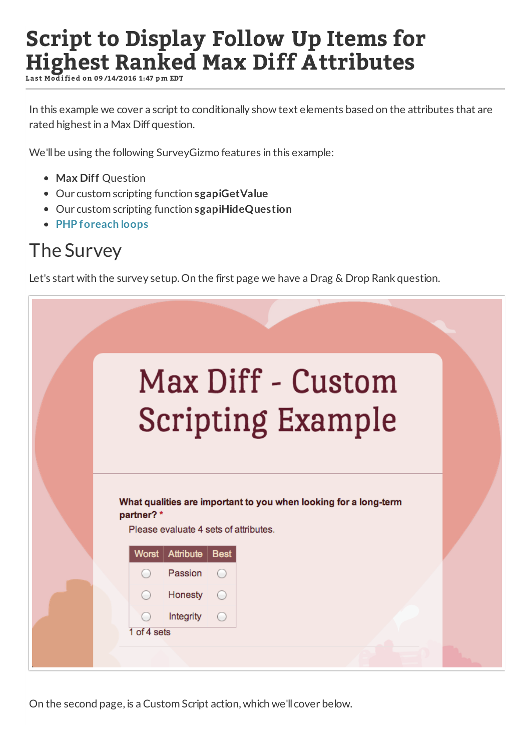# Script to Display Follow Up Items for Highest Ranked Max Diff Attributes

Last Modified on 09/14/2016 1:47 pm EDT

In this example we cover a script to conditionally show text elements based on the attributes that are rated highest in a Max Diff question.

We'll be using the following SurveyGizmo features in this example:

- **Max Diff** Question
- Our custom scripting function **sgapiGetValue**
- Our custom scripting function **sgapiHideQuestion**
- **PHP foreach loops**

## The Survey

Let's start with the survey setup. On the first page we have a Drag & Drop Rank question.

On the second page, is a Custom Script action, which we'll cover below.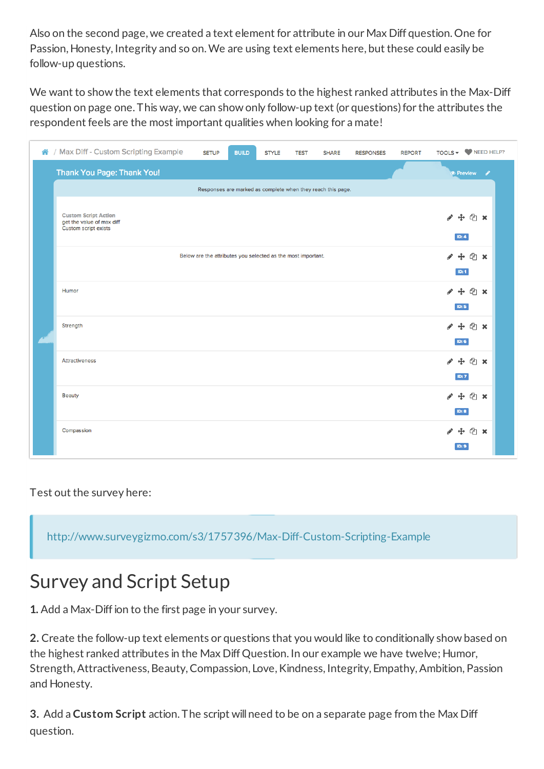Also on the second page, we created a text element for attribute in our Max Diff question. One for Passion, Honesty, Integrity and so on. We are using text elements here, but these could easily be follow-up questions.

We want to show the text elements that corresponds to the highest ranked attributes in the Max-Diff question on page one. This way, we can show only follow-up text (or questions) for the attributes the respondent feels are the most important qualities when looking for a mate!

Test out the survey here:

http://www.surveygizmo.com/s3/1757396/Max-Diff-Custom-Scripting-Example

# Survey and Script Setup

**1.** Add a Max-Diff ion to the first page in your survey.

**2.** Create the follow-up text elements or questions that you would like to conditionally show based on the highest ranked attributes in the Max Diff Question. In our example we have twelve; Humor, Strength, Attractiveness, Beauty, Compassion, Love, Kindness, Integrity, Empathy, Ambition, Passion and Honesty.

**3.** Add a **Custom Script** action. The script will need to be on a separate page from the Max Diff question.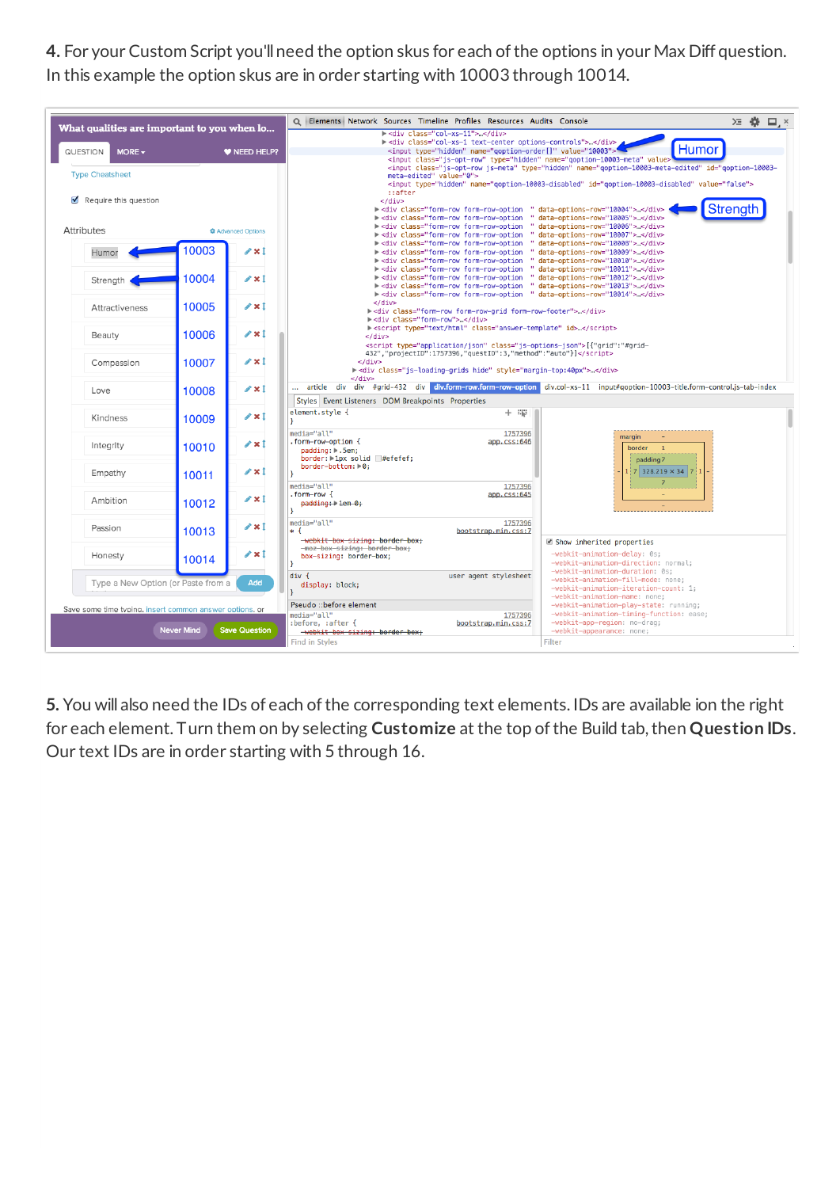4. For your Custom Script you'll need the option skus for each of the options in your Max Diff question. In this example the option skus are in order starting with 10003 through 10014.

5. You will also need the IDs of each of the corresponding text elements. IDs are available ion the right for each element. Turn them on by selecting **Customize** at the top of the Build tab, then **Question IDs**. Our text IDs are in order starting with 5 through 16.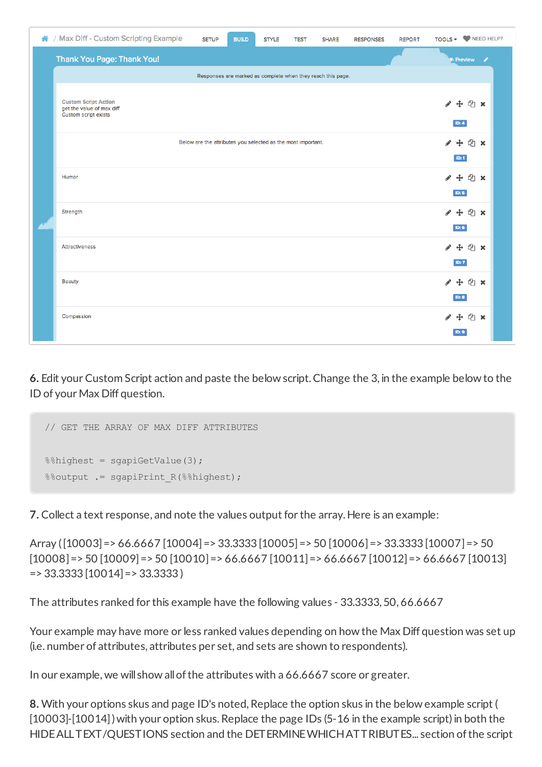6. Edit your Custom Script action and paste the below script. Change the 3, in the example below to the ID of your Max Diff question.

```
// GET THE ARRAY OF MAX DIFF ATTRIBUTES

%%highest = sgapiGetValue(3);
%%output .= sgapiPrint_R(%%highest);
```

7. Collect a text response, and note the values output for the array. Here is an example:

Array ( [10003] => 66.6667 [10004] => 33.3333 [10005] => 50 [10006] => 33.3333 [10007] => 50 [10008] => 50 [10009] => 50 [10010] => 66.6667 [10011] => 66.6667 [10012] => 66.6667 [10013] => 33.3333 [10014] => 33.3333 )

The attributes ranked for this example have the following values - 33.3333, 50, 66.6667

Your example may have more or less ranked values depending on how the Max Diff question was set up (i.e. number of attributes, attributes per set, and sets are shown to respondents).

In our example, we will show all of the attributes with a 66.6667 score or greater.

8. With your options skus and page ID's noted, Replace the option skus in the below example script ( [10003]-[10014] ) with your option skus. Replace the page IDs (5-16 in the example script) in both the HIDE ALL TEXT/QUESTIONS section and the DETERMINE WHICH ATTRIBUTES... section of the script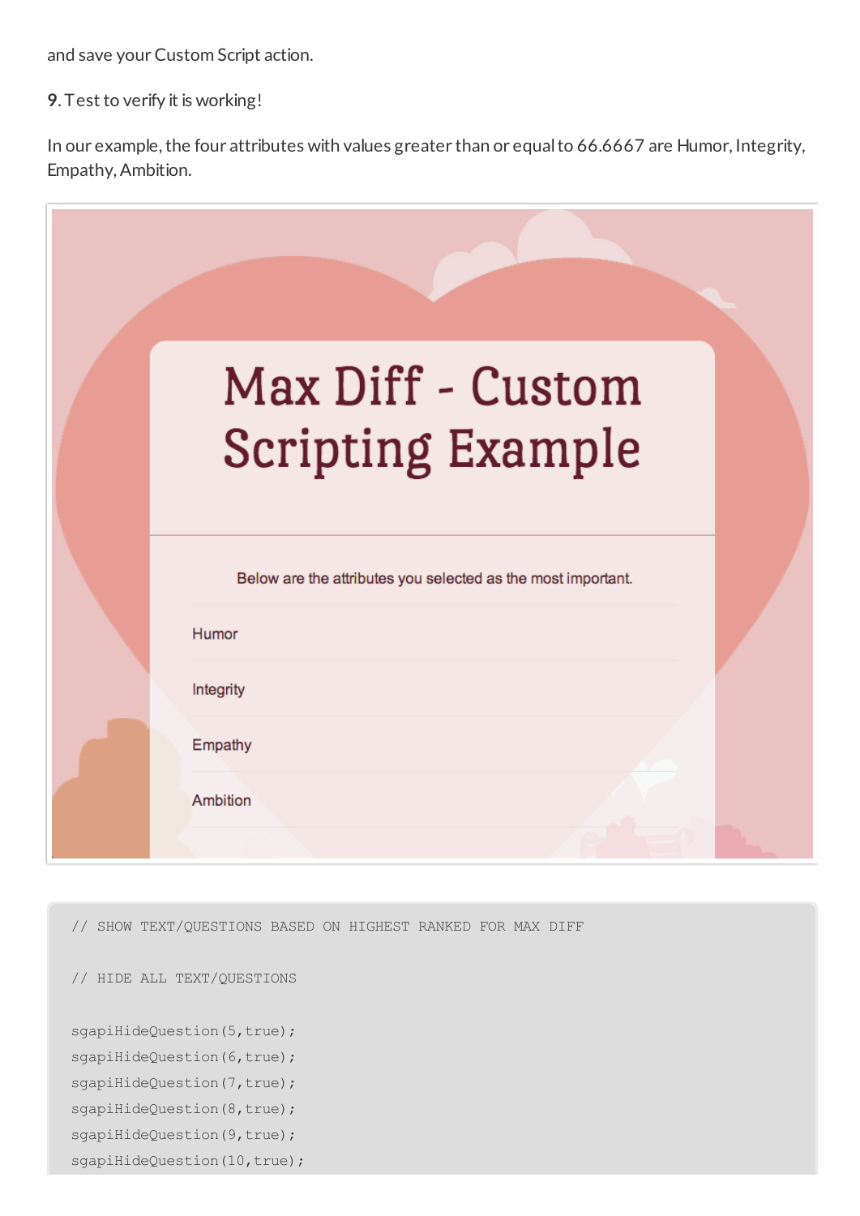and save your Custom Script action.

**9**. Test to verify it is working!

In our example, the four attributes with values greater than or equal to 66.6667 are Humor, Integrity, Empathy, Ambition.

```
// SHOW TEXT/QUESTIONS BASED ON HIGHEST RANKED FOR MAX DIFF

// HIDE ALL TEXT/QUESTIONS

sgapiHideQuestion(5,true);
sgapiHideQuestion(6,true);
sgapiHideQuestion(7,true);
sgapiHideQuestion(8,true);
sgapiHideQuestion(9,true);
sgapiHideQuestion(10,true);
```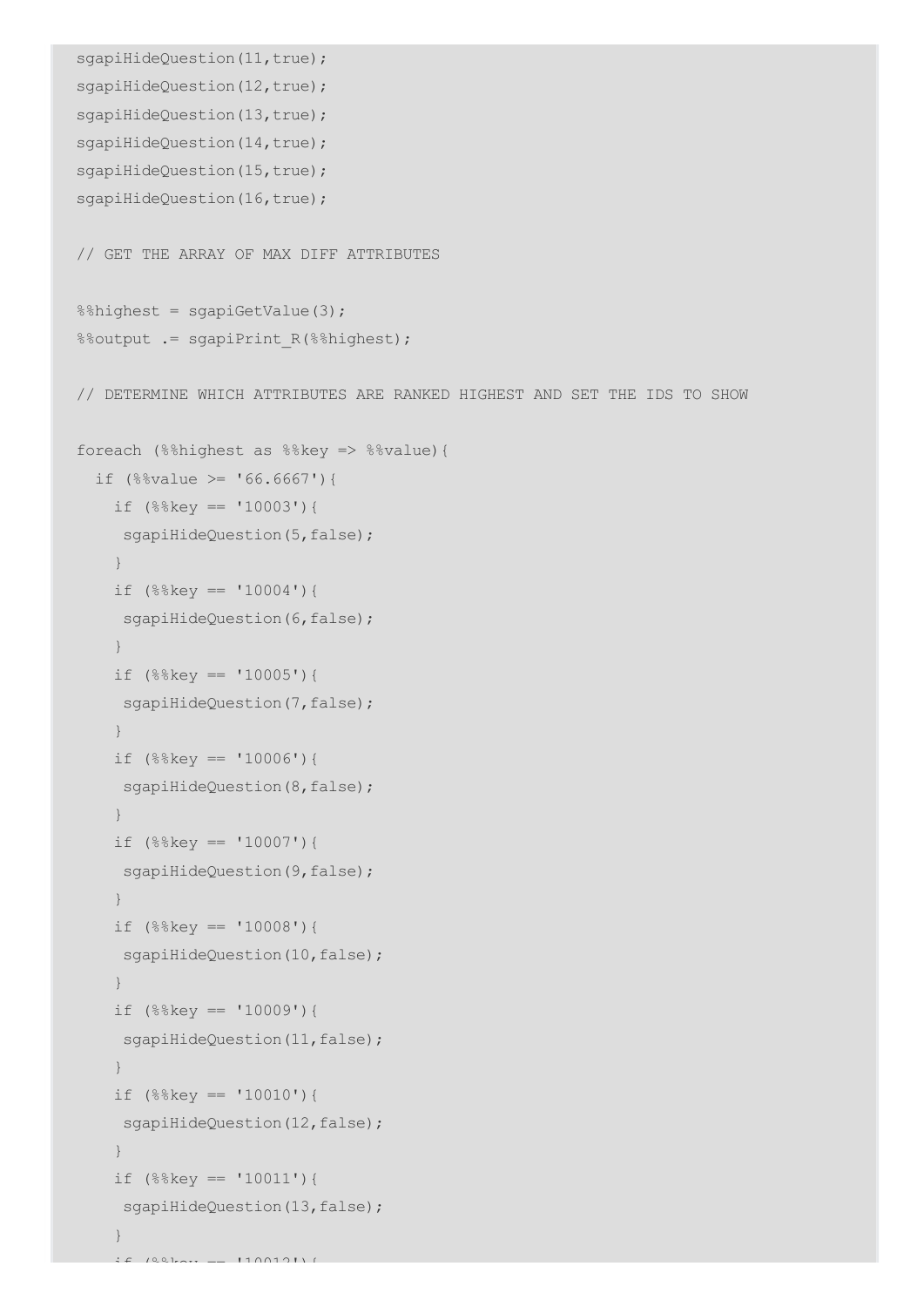```
sgapiHideQuestion(11,true);
sgapiHideQuestion(12,true);
sgapiHideQuestion(13,true);
sgapiHideQuestion(14,true);
sgapiHideQuestion(15,true);
sgapiHideQuestion(16,true);

// GET THE ARRAY OF MAX DIFF ATTRIBUTES

%%highest = sgapiGetValue(3);
%%output .= sgapiPrint_R(%%highest);

// DETERMINE WHICH ATTRIBUTES ARE RANKED HIGHEST AND SET THE IDS TO SHOW

foreach (%%highest as %%key => %%value){
  if (%%value >= '66.6667'){
    if (%%key == '10003'){
     sgapiHideQuestion(5,false);
    }
    if (%%key == '10004'){
     sgapiHideQuestion(6,false);
    }
    if (%%key == '10005'){
     sgapiHideQuestion(7,false);
    }
    if (%%key == '10006'){
     sgapiHideQuestion(8,false);
    }
    if (%%key == '10007'){
     sgapiHideQuestion(9,false);
    }
    if (%%key == '10008'){
     sgapiHideQuestion(10,false);
    }
    if (%%key == '10009'){
     sgapiHideQuestion(11,false);
    }
    if (%%key == '10010'){
     sgapiHideQuestion(12,false);
    }
    if (%%key == '10011'){
     sgapiHideQuestion(13,false);
    }
    if (%%key == '10012'){
```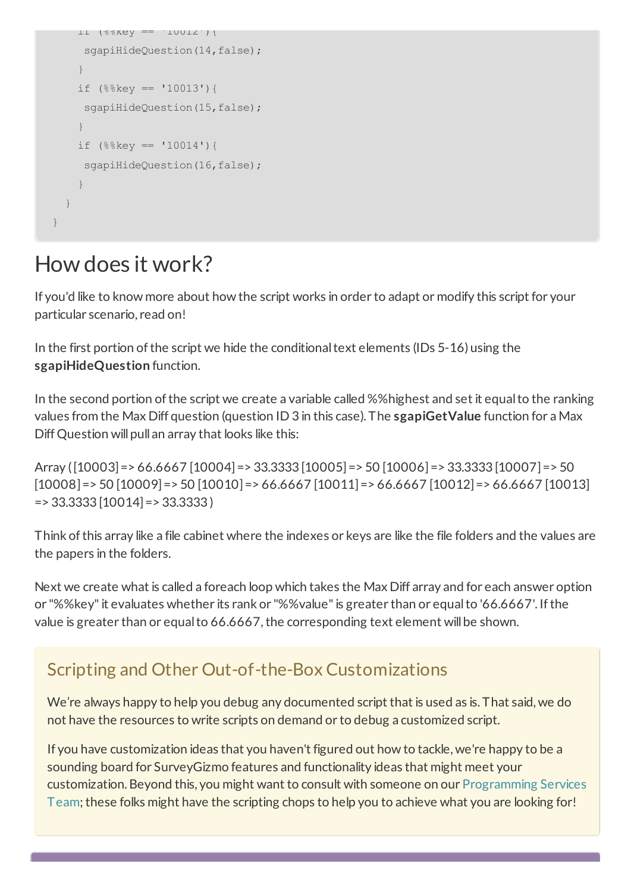```
    if (%%key == '10012'){
     sgapiHideQuestion(14,false);
    }
    if (%%key == '10013'){
     sgapiHideQuestion(15,false);
    }
    if (%%key == '10014'){
     sgapiHideQuestion(16,false);
    }
  }
}
```

# How does it work?

If you'd like to know more about how the script works in order to adapt or modify this script for your particular scenario, read on!

In the first portion of the script we hide the conditional text elements (IDs 5-16) using the **sgapiHideQuestion** function.

In the second portion of the script we create a variable called %%highest and set it equal to the ranking values from the Max Diff question (question ID 3 in this case). The **sgapiGetValue** function for a Max Diff Question will pull an array that looks like this:

Array ( [10003] => 66.6667 [10004] => 33.3333 [10005] => 50 [10006] => 33.3333 [10007] => 50 [10008] => 50 [10009] => 50 [10010] => 66.6667 [10011] => 66.6667 [10012] => 66.6667 [10013] => 33.3333 [10014] => 33.3333 )

Think of this array like a file cabinet where the indexes or keys are like the file folders and the values are the papers in the folders.

Next we create what is called a foreach loop which takes the Max Diff array and for each answer option or "%%key" it evaluates whether its rank or "%%value" is greater than or equal to '66.6667'. If the value is greater than or equal to 66.6667, the corresponding text element will be shown.

## Scripting and Other Out-of-the-Box Customizations

We're always happy to help you debug any documented script that is used as is. That said, we do not have the resources to write scripts on demand or to debug a customized script.

If you have customization ideas that you haven't figured out how to tackle, we're happy to be a sounding board for SurveyGizmo features and functionality ideas that might meet your customization. Beyond this, you might want to consult with someone on our Programming Services Team; these folks might have the scripting chops to help you to achieve what you are looking for!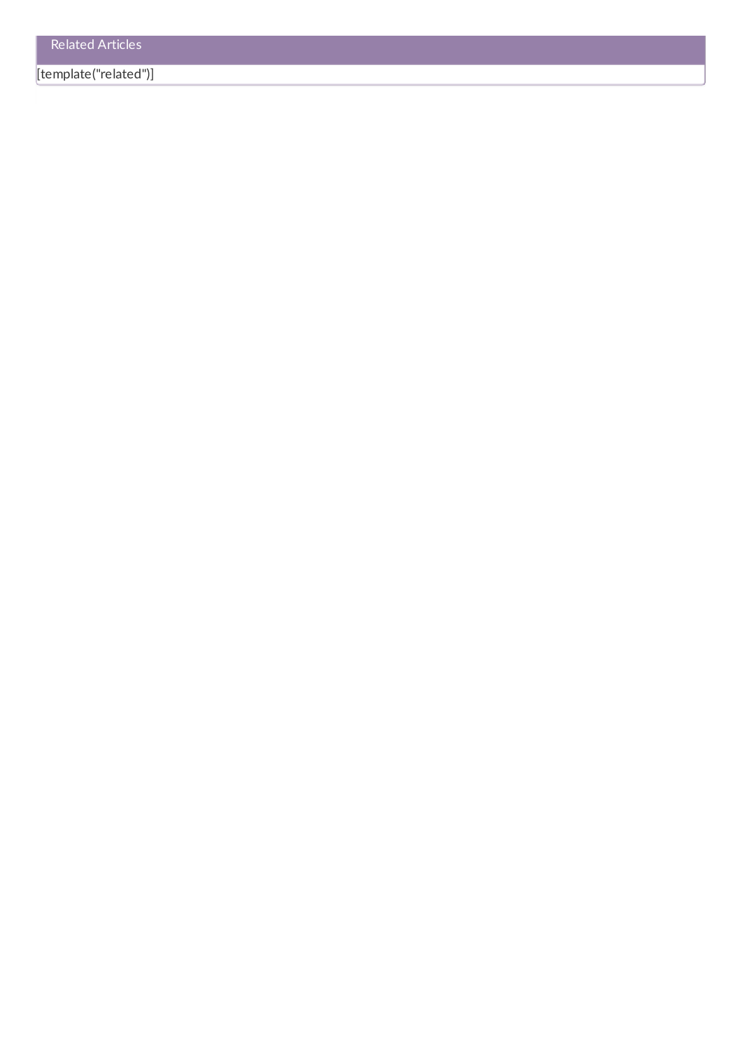## Related Articles

[template("related")]